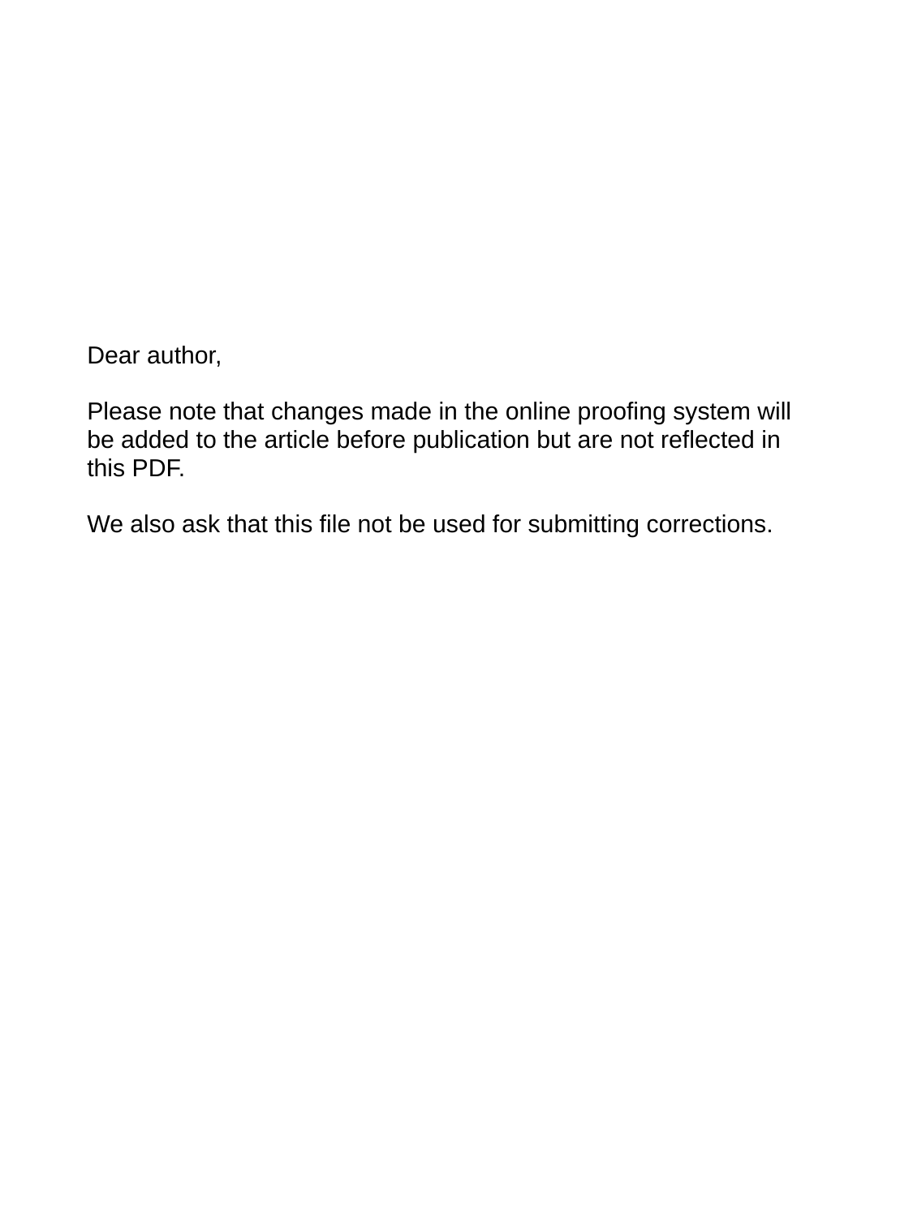Dear author,

Please note that changes made in the online proofing system will be added to the article before publication but are not reflected in this PDF.

We also ask that this file not be used for submitting corrections.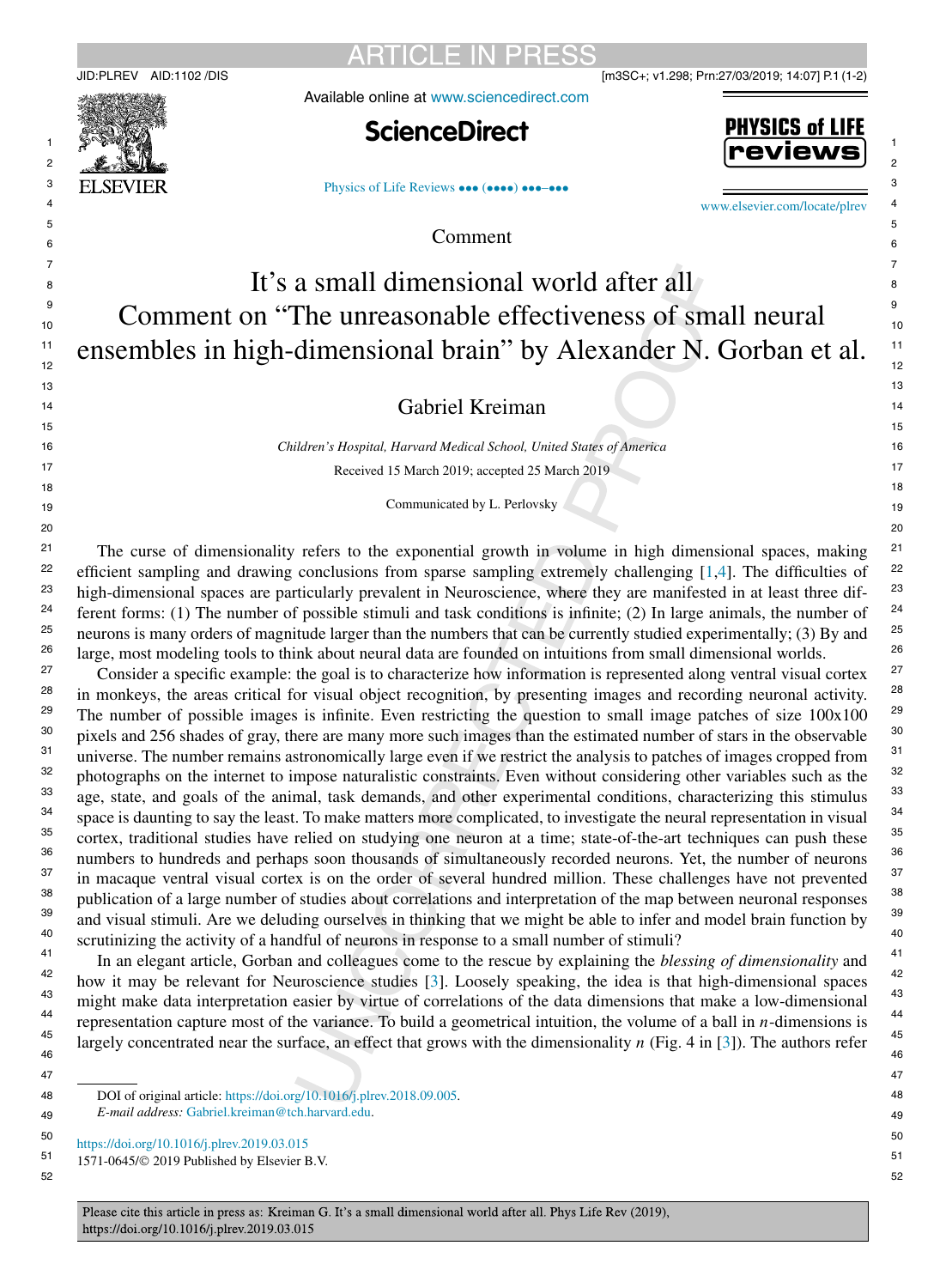Comment

# It's a small dimensional world after all

## Comment on "The unreasonable effectiveness of small neural ensembles in high-dimensional brain" by Alexander N. Gorban et al.

Gabriel Kreiman

*Children's Hospital, Harvard Medical School, United States of America*

Received 15 March 2019; accepted 25 March 2019

Communicated by L. Perlovsky

The curse of dimensionality refers to the exponential growth in volume in high dimensional spaces, making efficient sampling and drawing conclusions from sparse sampling extremely challenging [1,4]. The difficulties of high-dimensional spaces are particularly prevalent in Neuroscience, where they are manifested in at least three different forms: (1) The number of possible stimuli and task conditions is infinite; (2) In large animals, the number of neurons is many orders of magnitude larger than the numbers that can be currently studied experimentally; (3) By and large, most modeling tools to think about neural data are founded on intuitions from small dimensional worlds.

Consider a specific example: the goal is to characterize how information is represented along ventral visual cortex in monkeys, the areas critical for visual object recognition, by presenting images and recording neuronal activity. The number of possible images is infinite. Even restricting the question to small image patches of size 100x100 pixels and 256 shades of gray, there are many more such images than the estimated number of stars in the observable universe. The number remains astronomically large even if we restrict the analysis to patches of images cropped from photographs on the internet to impose naturalistic constraints. Even without considering other variables such as the age, state, and goals of the animal, task demands, and other experimental conditions, characterizing this stimulus space is daunting to say the least. To make matters more complicated, to investigate the neural representation in visual cortex, traditional studies have relied on studying one neuron at a time; state-of-the-art techniques can push these numbers to hundreds and perhaps soon thousands of simultaneously recorded neurons. Yet, the number of neurons in macaque ventral visual cortex is on the order of several hundred million. These challenges have not prevented publication of a large number of studies about correlations and interpretation of the map between neuronal responses and visual stimuli. Are we deluding ourselves in thinking that we might be able to infer and model brain function by scrutinizing the activity of a handful of neurons in response to a small number of stimuli?

In an elegant article, Gorban and colleagues come to the rescue by explaining the *blessing of dimensionality* and how it may be relevant for Neuroscience studies [3]. Loosely speaking, the idea is that high-dimensional spaces might make data interpretation easier by virtue of correlations of the data dimensions that make a low-dimensional representation capture most of the variance. To build a geometrical intuition, the volume of a ball in $n$-dimensions is largely concentrated near the surface, an effect that grows with the dimensionality $n$ (Fig. 4 in [3]). The authors refer

DOI of original article: https://doi.org/10.1016/j.plrev.2018.09.005.

*E-mail address:* Gabriel.kreiman@tch.harvard.edu.

https://doi.org/10.1016/j.plrev.2019.03.015

1571-0645/© 2019 Published by Elsevier B.V.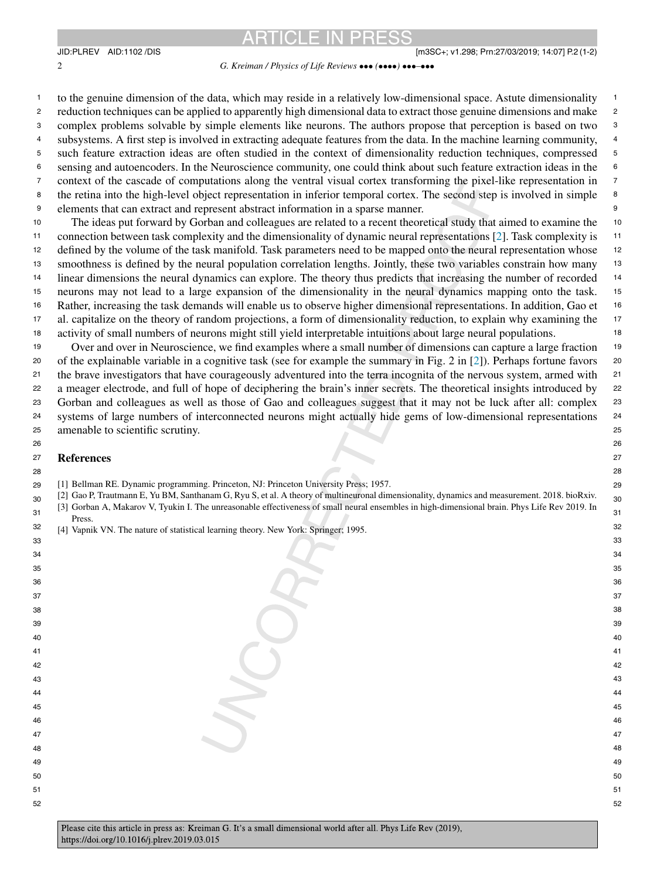to the genuine dimension of the data, which may reside in a relatively low-dimensional space. Astute dimensionality reduction techniques can be applied to apparently high dimensional data to extract those genuine dimensions and make complex problems solvable by simple elements like neurons. The authors propose that perception is based on two subsystems. A first step is involved in extracting adequate features from the data. In the machine learning community, such feature extraction ideas are often studied in the context of dimensionality reduction techniques, compressed sensing and autoencoders. In the Neuroscience community, one could think about such feature extraction ideas in the context of the cascade of computations along the ventral visual cortex transforming the pixel-like representation in the retina into the high-level object representation in inferior temporal cortex. The second step is involved in simple elements that can extract and represent abstract information in a sparse manner.

The ideas put forward by Gorban and colleagues are related to a recent theoretical study that aimed to examine the connection between task complexity and the dimensionality of dynamic neural representations [2]. Task complexity is defined by the volume of the task manifold. Task parameters need to be mapped onto the neural representation whose smoothness is defined by the neural population correlation lengths. Jointly, these two variables constrain how many linear dimensions the neural dynamics can explore. The theory thus predicts that increasing the number of recorded neurons may not lead to a large expansion of the dimensionality in the neural dynamics mapping onto the task. Rather, increasing the task demands will enable us to observe higher dimensional representations. In addition, Gao et al. capitalize on the theory of random projections, a form of dimensionality reduction, to explain why examining the activity of small numbers of neurons might still yield interpretable intuitions about large neural populations.

Over and over in Neuroscience, we find examples where a small number of dimensions can capture a large fraction of the explainable variable in a cognitive task (see for example the summary in Fig. 2 in [2]). Perhaps fortune favors the brave investigators that have courageously adventured into the terra incognita of the nervous system, armed with a meager electrode, and full of hope of deciphering the brain's inner secrets. The theoretical insights introduced by Gorban and colleagues as well as those of Gao and colleagues suggest that it may not be luck after all: complex systems of large numbers of interconnected neurons might actually hide gems of low-dimensional representations amenable to scientific scrutiny.

## References

[1] Bellman RE. Dynamic programming. Princeton, NJ: Princeton University Press; 1957.

[2] Gao P, Trautmann E, Yu BM, Santhanam G, Ryu S, et al. A theory of multineuronal dimensionality, dynamics and measurement. 2018. bioRxiv.

[3] Gorban A, Makarov V, Tyukin I. The unreasonable effectiveness of small neural ensembles in high-dimensional brain. Phys Life Rev 2019. In Press.

[4] Vapnik VN. The nature of statistical learning theory. New York: Springer; 1995.